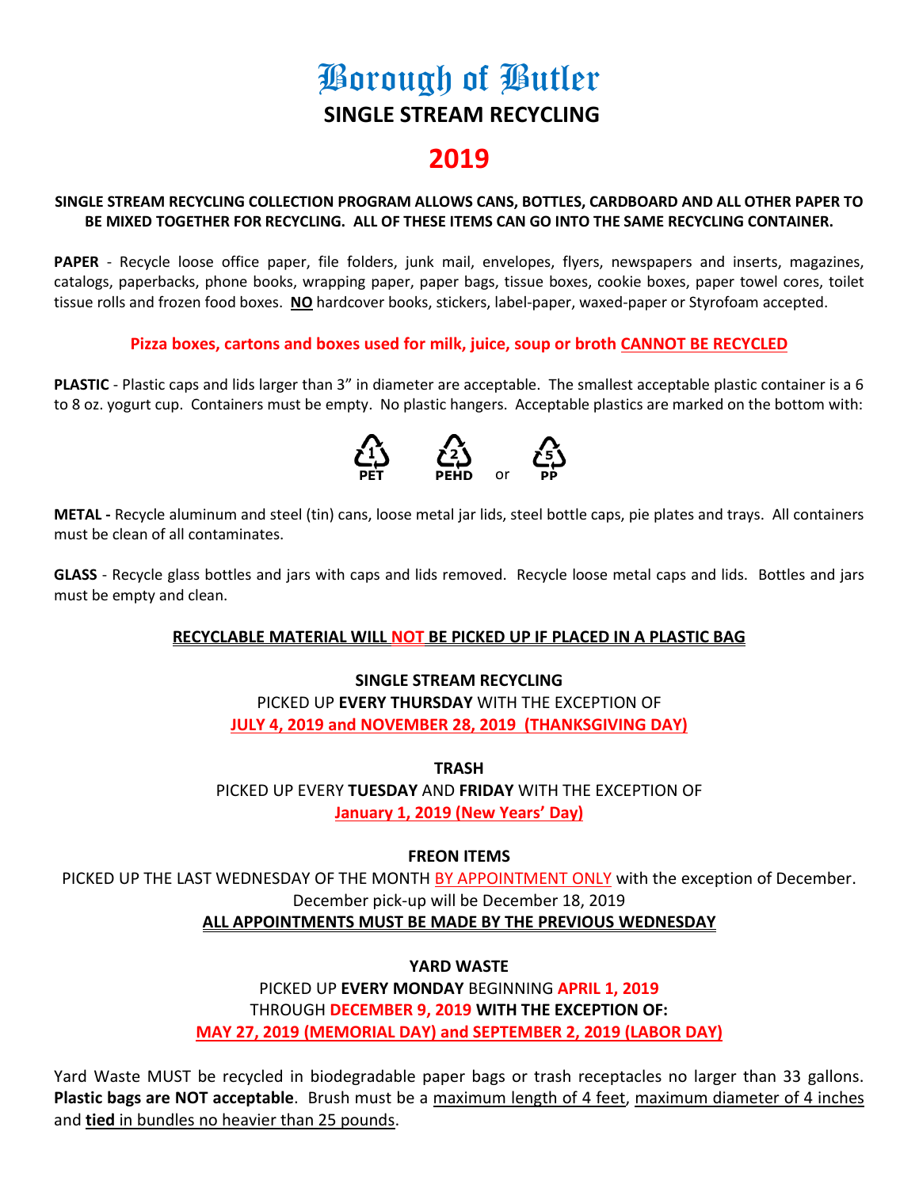# Borough of Butler

## SINGLE STREAM RECYCLING

## 2019

**SINGLE STREAM RECYCLING COLLECTION PROGRAM ALLOWS CANS, BOTTLES, CARDBOARD AND ALL OTHER PAPER TO BE MIXED TOGETHER FOR RECYCLING. ALL OF THESE ITEMS CAN GO INTO THE SAME RECYCLING CONTAINER.**

**PAPER** - Recycle loose office paper, file folders, junk mail, envelopes, flyers, newspapers and inserts, magazines, catalogs, paperbacks, phone books, wrapping paper, paper bags, tissue boxes, cookie boxes, paper towel cores, toilet tissue rolls and frozen food boxes. **NO** hardcover books, stickers, label-paper, waxed-paper or Styrofoam accepted.

**Pizza boxes, cartons and boxes used for milk, juice, soup or broth CANNOT BE RECYCLED**

**PLASTIC** - Plastic caps and lids larger than 3" in diameter are acceptable. The smallest acceptable plastic container is a 6 to 8 oz. yogurt cup. Containers must be empty. No plastic hangers. Acceptable plastics are marked on the bottom with:

1 PET &nbsp;&nbsp; 2 PEHD &nbsp;&nbsp; or &nbsp;&nbsp; 5 PP

**METAL -** Recycle aluminum and steel (tin) cans, loose metal jar lids, steel bottle caps, pie plates and trays. All containers must be clean of all contaminates.

**GLASS** - Recycle glass bottles and jars with caps and lids removed. Recycle loose metal caps and lids. Bottles and jars must be empty and clean.

**RECYCLABLE MATERIAL WILL NOT BE PICKED UP IF PLACED IN A PLASTIC BAG**

**SINGLE STREAM RECYCLING**
PICKED UP **EVERY THURSDAY** WITH THE EXCEPTION OF
**JULY 4, 2019 and NOVEMBER 28, 2019 (THANKSGIVING DAY)**

**TRASH**
PICKED UP EVERY **TUESDAY** AND **FRIDAY** WITH THE EXCEPTION OF
**January 1, 2019 (New Years' Day)**

**FREON ITEMS**
PICKED UP THE LAST WEDNESDAY OF THE MONTH BY APPOINTMENT ONLY with the exception of December.
December pick-up will be December 18, 2019
**ALL APPOINTMENTS MUST BE MADE BY THE PREVIOUS WEDNESDAY**

**YARD WASTE**
PICKED UP **EVERY MONDAY** BEGINNING **APRIL 1, 2019**
THROUGH **DECEMBER 9, 2019 WITH THE EXCEPTION OF:**
**MAY 27, 2019 (MEMORIAL DAY) and SEPTEMBER 2, 2019 (LABOR DAY)**

Yard Waste MUST be recycled in biodegradable paper bags or trash receptacles no larger than 33 gallons. **Plastic bags are NOT acceptable**. Brush must be a maximum length of 4 feet, maximum diameter of 4 inches and **tied** in bundles no heavier than 25 pounds.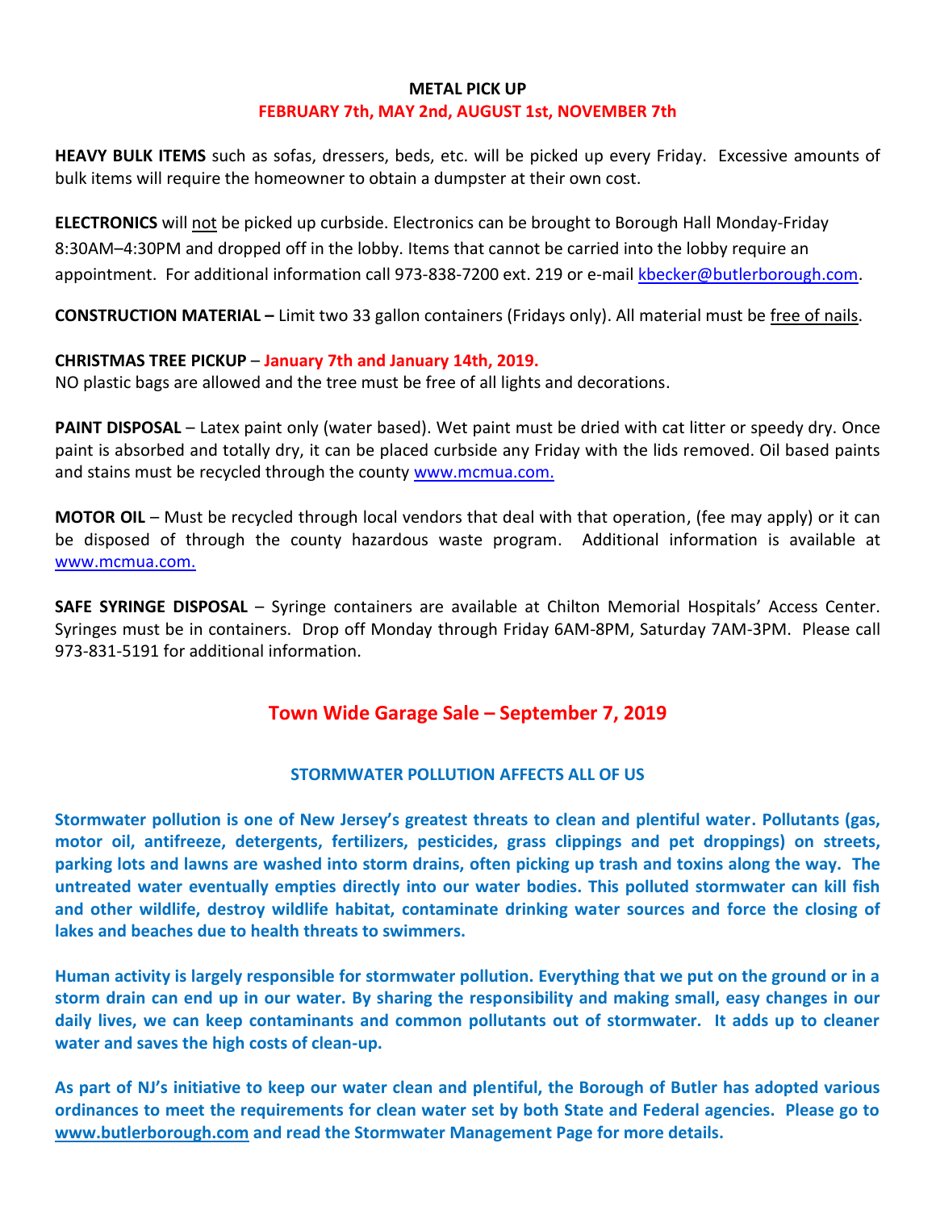**METAL PICK UP**

**FEBRUARY 7th, MAY 2nd, AUGUST 1st, NOVEMBER 7th**

**HEAVY BULK ITEMS** such as sofas, dressers, beds, etc. will be picked up every Friday. Excessive amounts of bulk items will require the homeowner to obtain a dumpster at their own cost.

**ELECTRONICS** will not be picked up curbside. Electronics can be brought to Borough Hall Monday-Friday 8:30AM–4:30PM and dropped off in the lobby. Items that cannot be carried into the lobby require an appointment. For additional information call 973-838-7200 ext. 219 or e-mail kbecker@butlerborough.com.

**CONSTRUCTION MATERIAL –** Limit two 33 gallon containers (Fridays only). All material must be free of nails.

**CHRISTMAS TREE PICKUP** – **January 7th and January 14th, 2019.**
NO plastic bags are allowed and the tree must be free of all lights and decorations.

**PAINT DISPOSAL** – Latex paint only (water based). Wet paint must be dried with cat litter or speedy dry. Once paint is absorbed and totally dry, it can be placed curbside any Friday with the lids removed. Oil based paints and stains must be recycled through the county www.mcmua.com.

**MOTOR OIL** – Must be recycled through local vendors that deal with that operation, (fee may apply) or it can be disposed of through the county hazardous waste program. Additional information is available at www.mcmua.com.

**SAFE SYRINGE DISPOSAL** – Syringe containers are available at Chilton Memorial Hospitals' Access Center. Syringes must be in containers. Drop off Monday through Friday 6AM-8PM, Saturday 7AM-3PM. Please call 973-831-5191 for additional information.

## Town Wide Garage Sale – September 7, 2019

### STORMWATER POLLUTION AFFECTS ALL OF US

**Stormwater pollution is one of New Jersey's greatest threats to clean and plentiful water. Pollutants (gas, motor oil, antifreeze, detergents, fertilizers, pesticides, grass clippings and pet droppings) on streets, parking lots and lawns are washed into storm drains, often picking up trash and toxins along the way. The untreated water eventually empties directly into our water bodies. This polluted stormwater can kill fish and other wildlife, destroy wildlife habitat, contaminate drinking water sources and force the closing of lakes and beaches due to health threats to swimmers.**

**Human activity is largely responsible for stormwater pollution. Everything that we put on the ground or in a storm drain can end up in our water. By sharing the responsibility and making small, easy changes in our daily lives, we can keep contaminants and common pollutants out of stormwater. It adds up to cleaner water and saves the high costs of clean-up.**

**As part of NJ's initiative to keep our water clean and plentiful, the Borough of Butler has adopted various ordinances to meet the requirements for clean water set by both State and Federal agencies. Please go to www.butlerborough.com and read the Stormwater Management Page for more details.**